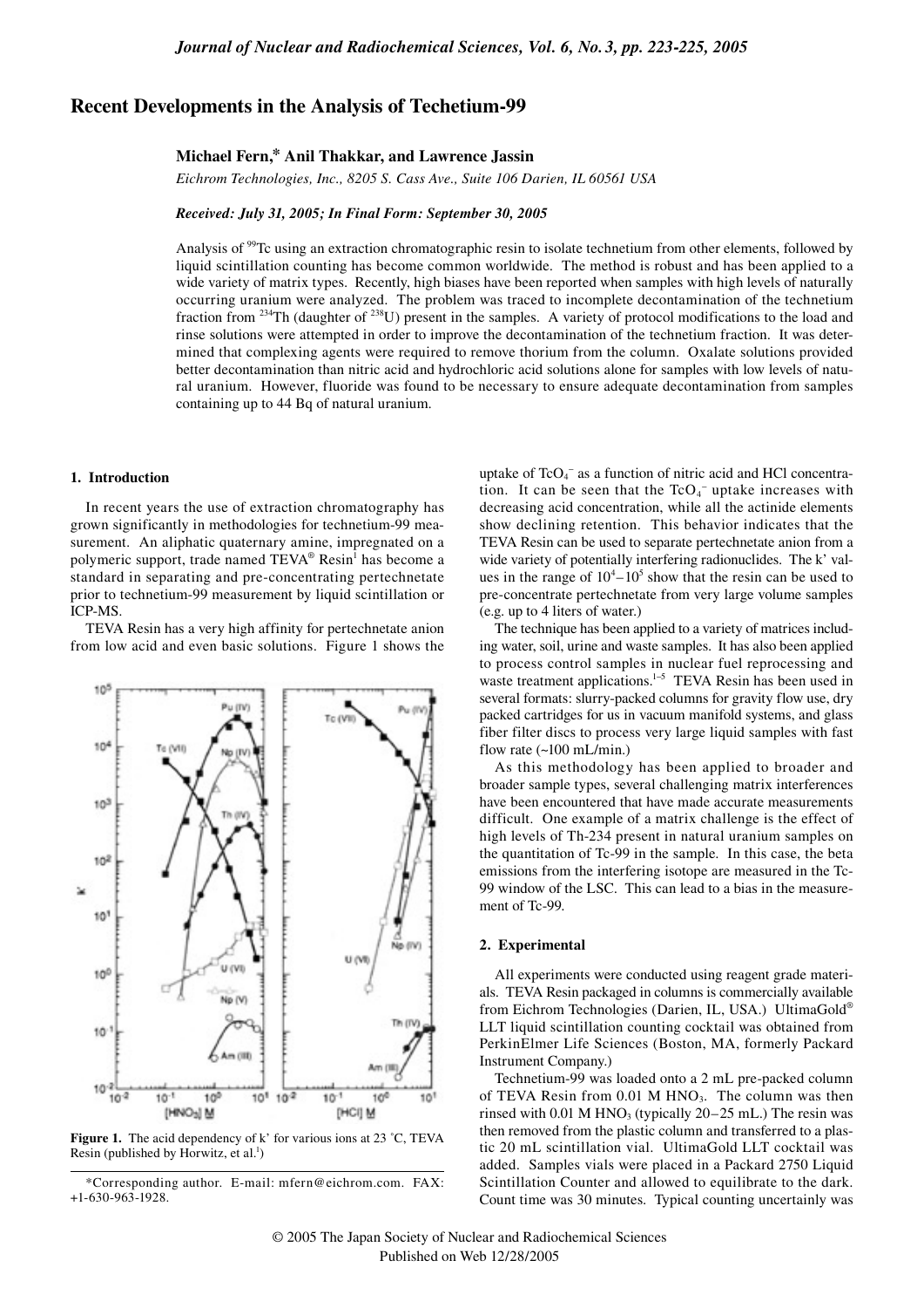# Recent Developments in the Analysis of Techetium-99

**Michael Fern,* Anil Thakkar, and Lawrence Jassin**

*Eichrom Technologies, Inc., 8205 S. Cass Ave., Suite 106 Darien, IL 60561 USA*

***Received: July 31, 2005; In Final Form: September 30, 2005***

Analysis of $^{99}$Tc using an extraction chromatographic resin to isolate technetium from other elements, followed by liquid scintillation counting has become common worldwide. The method is robust and has been applied to a wide variety of matrix types. Recently, high biases have been reported when samples with high levels of naturally occurring uranium were analyzed. The problem was traced to incomplete decontamination of the technetium fraction from $^{234}$Th (daughter of $^{238}$U) present in the samples. A variety of protocol modifications to the load and rinse solutions were attempted in order to improve the decontamination of the technetium fraction. It was determined that complexing agents were required to remove thorium from the column. Oxalate solutions provided better decontamination than nitric acid and hydrochloric acid solutions alone for samples with low levels of natural uranium. However, fluoride was found to be necessary to ensure adequate decontamination from samples containing up to 44 Bq of natural uranium.

## 1. Introduction

In recent years the use of extraction chromatography has grown significantly in methodologies for technetium-99 measurement. An aliphatic quaternary amine, impregnated on a polymeric support, trade named TEVA® Resin[1] has become a standard in separating and pre-concentrating pertechnetate prior to technetium-99 measurement by liquid scintillation or ICP-MS.

TEVA Resin has a very high affinity for pertechnetate anion from low acid and even basic solutions. Figure 1 shows the uptake of $TcO_4^-$ as a function of nitric acid and HCl concentration. It can be seen that the $TcO_4^-$ uptake increases with decreasing acid concentration, while all the actinide elements show declining retention. This behavior indicates that the TEVA Resin can be used to separate pertechnetate anion from a wide variety of potentially interfering radionuclides. The k' values in the range of $10^4$–$10^5$ show that the resin can be used to pre-concentrate pertechnetate from very large volume samples (e.g. up to 4 liters of water.)

**Figure 1.** The acid dependency of k' for various ions at 23 °C, TEVA Resin (published by Horwitz, et al.[1])

The technique has been applied to a variety of matrices including water, soil, urine and waste samples. It has also been applied to process control samples in nuclear fuel reprocessing and waste treatment applications.[1–5] TEVA Resin has been used in several formats: slurry-packed columns for gravity flow use, dry packed cartridges for us in vacuum manifold systems, and glass fiber filter discs to process very large liquid samples with fast flow rate (~100 mL/min.)

As this methodology has been applied to broader and broader sample types, several challenging matrix interferences have been encountered that have made accurate measurements difficult. One example of a matrix challenge is the effect of high levels of Th-234 present in natural uranium samples on the quantitation of Tc-99 in the sample. In this case, the beta emissions from the interfering isotope are measured in the Tc-99 window of the LSC. This can lead to a bias in the measurement of Tc-99.

## 2. Experimental

All experiments were conducted using reagent grade materials. TEVA Resin packaged in columns is commercially available from Eichrom Technologies (Darien, IL, USA.) UltimaGold® LLT liquid scintillation counting cocktail was obtained from PerkinElmer Life Sciences (Boston, MA, formerly Packard Instrument Company.)

Technetium-99 was loaded onto a 2 mL pre-packed column of TEVA Resin from 0.01 M $HNO_3$. The column was then rinsed with 0.01 M $HNO_3$ (typically 20–25 mL.) The resin was then removed from the plastic column and transferred to a plastic 20 mL scintillation vial. UltimaGold LLT cocktail was added. Samples vials were placed in a Packard 2750 Liquid Scintillation Counter and allowed to equilibrate to the dark. Count time was 30 minutes. Typical counting uncertainly was

*Corresponding author. E-mail: mfern@eichrom.com. FAX: +1-630-963-1928.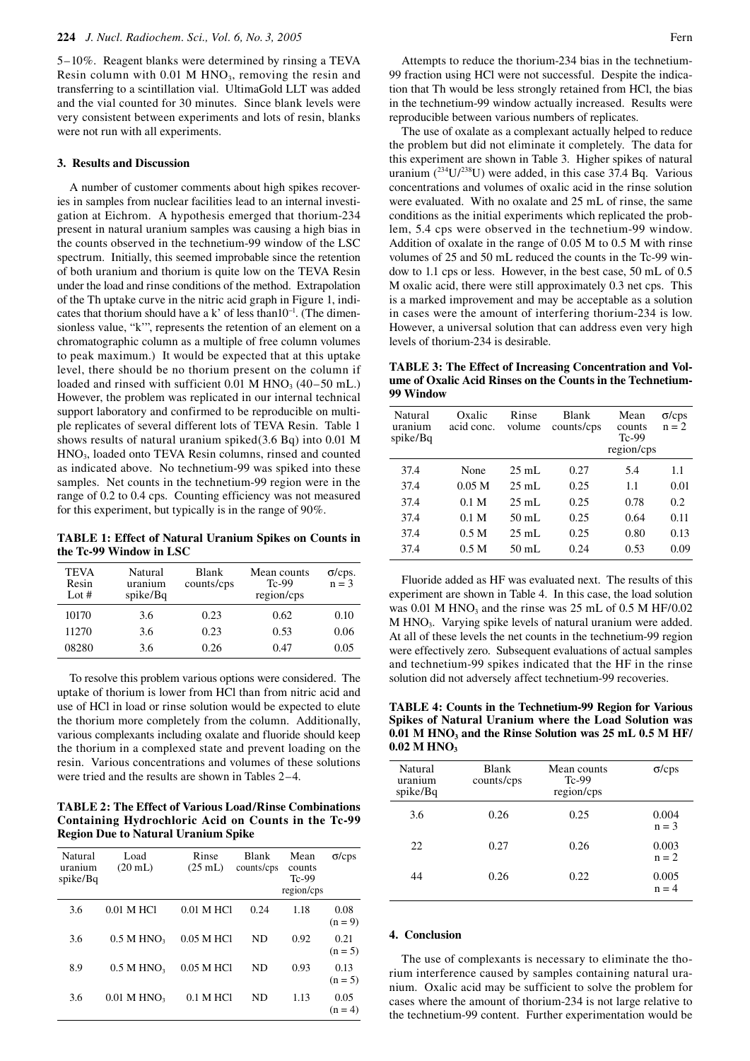5–10%. Reagent blanks were determined by rinsing a TEVA Resin column with 0.01 M $HNO_3$, removing the resin and transferring to a scintillation vial. UltimaGold LLT was added and the vial counted for 30 minutes. Since blank levels were very consistent between experiments and lots of resin, blanks were not run with all experiments.

## 3. Results and Discussion

A number of customer comments about high spikes recoveries in samples from nuclear facilities lead to an internal investigation at Eichrom. A hypothesis emerged that thorium-234 present in natural uranium samples was causing a high bias in the counts observed in the technetium-99 window of the LSC spectrum. Initially, this seemed improbable since the retention of both uranium and thorium is quite low on the TEVA Resin under the load and rinse conditions of the method. Extrapolation of the Th uptake curve in the nitric acid graph in Figure 1, indicates that thorium should have a k' of less than$10^{-1}$. (The dimensionless value, "k'", represents the retention of an element on a chromatographic column as a multiple of free column volumes to peak maximum.) It would be expected that at this uptake level, there should be no thorium present on the column if loaded and rinsed with sufficient 0.01 M $HNO_3$ (40–50 mL.) However, the problem was replicated in our internal technical support laboratory and confirmed to be reproducible on multiple replicates of several different lots of TEVA Resin. Table 1 shows results of natural uranium spiked(3.6 Bq) into 0.01 M $HNO_3$, loaded onto TEVA Resin columns, rinsed and counted as indicated above. No technetium-99 was spiked into these samples. Net counts in the technetium-99 region were in the range of 0.2 to 0.4 cps. Counting efficiency was not measured for this experiment, but typically is in the range of 90%.

**TABLE 1: Effect of Natural Uranium Spikes on Counts in the Tc-99 Window in LSC**

| TEVA Resin Lot # | Natural uranium spike/Bq | Blank counts/cps | Mean counts Tc-99 region/cps | σ/cps. n = 3 |
|---|---|---|---|---|
| 10170 | 3.6 | 0.23 | 0.62 | 0.10 |
| 11270 | 3.6 | 0.23 | 0.53 | 0.06 |
| 08280 | 3.6 | 0.26 | 0.47 | 0.05 |

To resolve this problem various options were considered. The uptake of thorium is lower from HCl than from nitric acid and use of HCl in load or rinse solution would be expected to elute the thorium more completely from the column. Additionally, various complexants including oxalate and fluoride should keep the thorium in a complexed state and prevent loading on the resin. Various concentrations and volumes of these solutions were tried and the results are shown in Tables 2–4.

**TABLE 2: The Effect of Various Load/Rinse Combinations Containing Hydrochloric Acid on Counts in the Tc-99 Region Due to Natural Uranium Spike**

| Natural uranium spike/Bq | Load (20 mL) | Rinse (25 mL) | Blank counts/cps | Mean counts Tc-99 region/cps | σ/cps |
|---|---|---|---|---|---|
| 3.6 | 0.01 M HCl | 0.01 M HCl | 0.24 | 1.18 | 0.08 (n = 9) |
| 3.6 | 0.5 M $HNO_3$ | 0.05 M HCl | ND | 0.92 | 0.21 (n = 5) |
| 8.9 | 0.5 M $HNO_3$ | 0.05 M HCl | ND | 0.93 | 0.13 (n = 5) |
| 3.6 | 0.01 M $HNO_3$ | 0.1 M HCl | ND | 1.13 | 0.05 (n = 4) |

Attempts to reduce the thorium-234 bias in the technetium-99 fraction using HCl were not successful. Despite the indication that Th would be less strongly retained from HCl, the bias in the technetium-99 window actually increased. Results were reproducible between various numbers of replicates.

The use of oxalate as a complexant actually helped to reduce the problem but did not eliminate it completely. The data for this experiment are shown in Table 3. Higher spikes of natural uranium ($^{234}U/^{238}U$) were added, in this case 37.4 Bq. Various concentrations and volumes of oxalic acid in the rinse solution were evaluated. With no oxalate and 25 mL of rinse, the same conditions as the initial experiments which replicated the problem, 5.4 cps were observed in the technetium-99 window. Addition of oxalate in the range of 0.05 M to 0.5 M with rinse volumes of 25 and 50 mL reduced the counts in the Tc-99 window to 1.1 cps or less. However, in the best case, 50 mL of 0.5 M oxalic acid, there were still approximately 0.3 net cps. This is a marked improvement and may be acceptable as a solution in cases were the amount of interfering thorium-234 is low. However, a universal solution that can address even very high levels of thorium-234 is desirable.

**TABLE 3: The Effect of Increasing Concentration and Volume of Oxalic Acid Rinses on the Counts in the Technetium-99 Window**

| Natural uranium spike/Bq | Oxalic acid conc. | Rinse volume | Blank counts/cps | Mean counts Tc-99 region/cps | σ/cps n = 2 |
|---|---|---|---|---|---|
| 37.4 | None | 25 mL | 0.27 | 5.4 | 1.1 |
| 37.4 | 0.05 M | 25 mL | 0.25 | 1.1 | 0.01 |
| 37.4 | 0.1 M | 25 mL | 0.25 | 0.78 | 0.2 |
| 37.4 | 0.1 M | 50 mL | 0.25 | 0.64 | 0.11 |
| 37.4 | 0.5 M | 25 mL | 0.25 | 0.80 | 0.13 |
| 37.4 | 0.5 M | 50 mL | 0.24 | 0.53 | 0.09 |

Fluoride added as HF was evaluated next. The results of this experiment are shown in Table 4. In this case, the load solution was 0.01 M $HNO_3$ and the rinse was 25 mL of 0.5 M HF/0.02 M $HNO_3$. Varying spike levels of natural uranium were added. At all of these levels the net counts in the technetium-99 region were effectively zero. Subsequent evaluations of actual samples and technetium-99 spikes indicated that the HF in the rinse solution did not adversely affect technetium-99 recoveries.

**TABLE 4: Counts in the Technetium-99 Region for Various Spikes of Natural Uranium where the Load Solution was 0.01 M $HNO_3$ and the Rinse Solution was 25 mL 0.5 M HF/ 0.02 M $HNO_3$**

| Natural uranium spike/Bq | Blank counts/cps | Mean counts Tc-99 region/cps | σ/cps |
|---|---|---|---|
| 3.6 | 0.26 | 0.25 | 0.004 n = 3 |
| 22 | 0.27 | 0.26 | 0.003 n = 2 |
| 44 | 0.26 | 0.22 | 0.005 n = 4 |

## 4. Conclusion

The use of complexants is necessary to eliminate the thorium interference caused by samples containing natural uranium. Oxalic acid may be sufficient to solve the problem for cases where the amount of thorium-234 is not large relative to the technetium-99 content. Further experimentation would be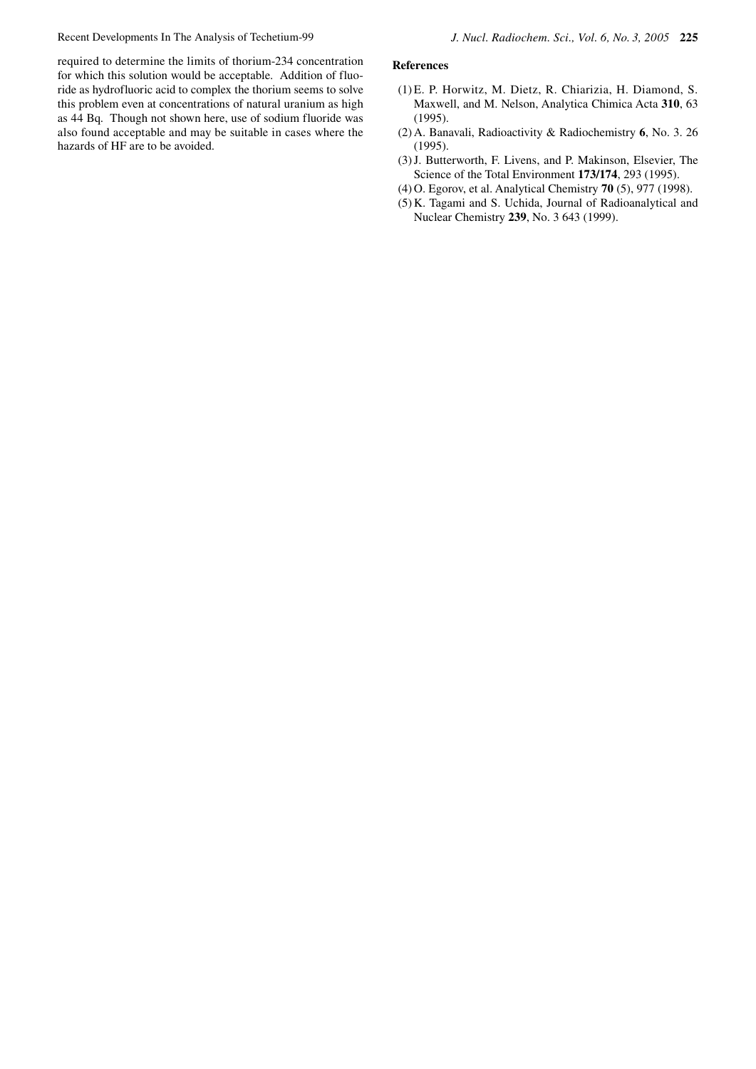required to determine the limits of thorium-234 concentration for which this solution would be acceptable. Addition of fluoride as hydrofluoric acid to complex the thorium seems to solve this problem even at concentrations of natural uranium as high as 44 Bq. Though not shown here, use of sodium fluoride was also found acceptable and may be suitable in cases where the hazards of HF are to be avoided.

### References

(1) E. P. Horwitz, M. Dietz, R. Chiarizia, H. Diamond, S. Maxwell, and M. Nelson, Analytica Chimica Acta **310**, 63 (1995).

(2) A. Banavali, Radioactivity & Radiochemistry **6**, No. 3. 26 (1995).

(3) J. Butterworth, F. Livens, and P. Makinson, Elsevier, The Science of the Total Environment **173/174**, 293 (1995).

(4) O. Egorov, et al. Analytical Chemistry **70** (5), 977 (1998).

(5) K. Tagami and S. Uchida, Journal of Radioanalytical and Nuclear Chemistry **239**, No. 3 643 (1999).